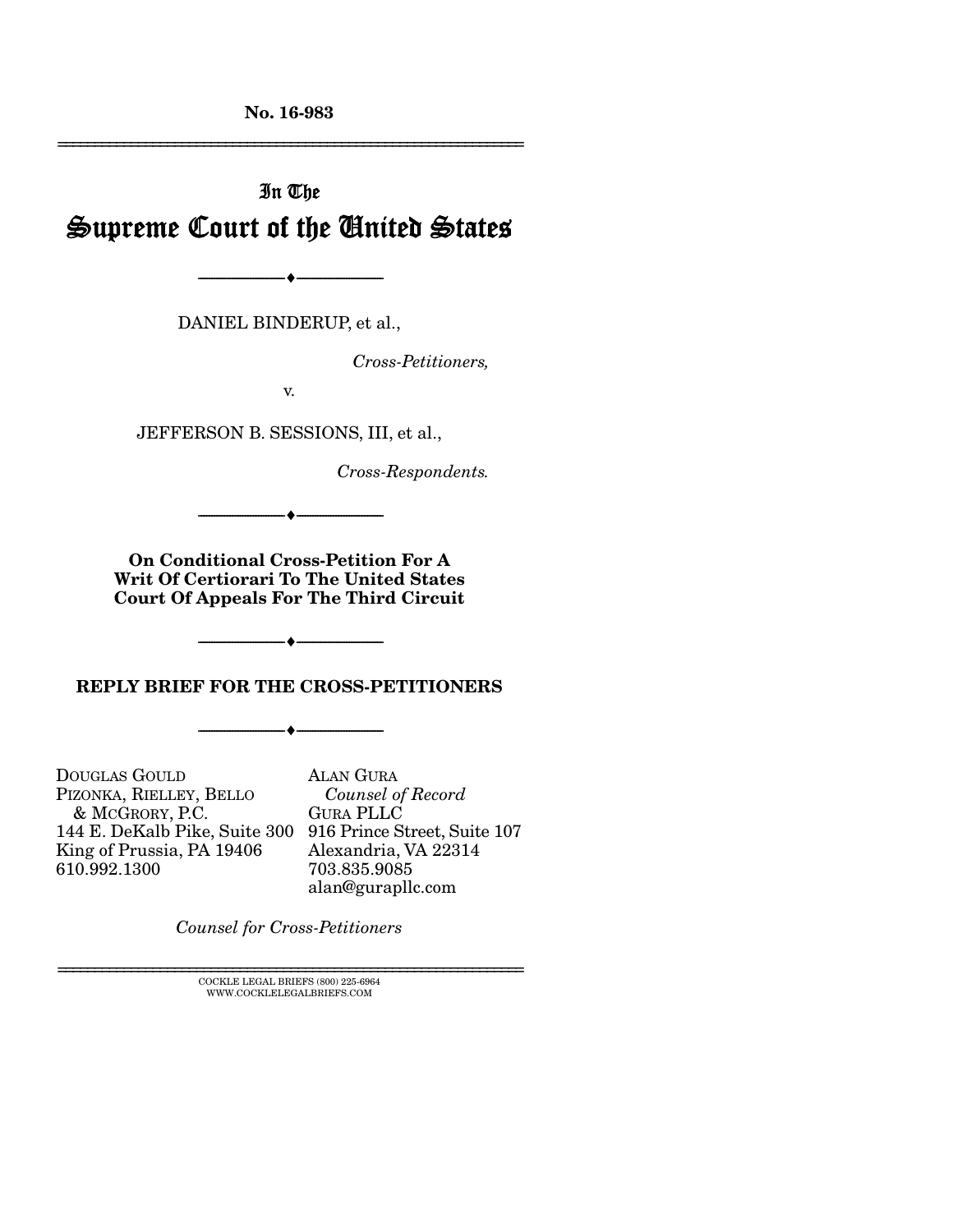No. 16-983

---

In The
# Supreme Court of the United States

---

DANIEL BINDERUP, et al.,

*Cross-Petitioners,*

v.

JEFFERSON B. SESSIONS, III, et al.,

*Cross-Respondents.*

---

**On Conditional Cross-Petition For A Writ Of Certiorari To The United States Court Of Appeals For The Third Circuit**

---

**REPLY BRIEF FOR THE CROSS-PETITIONERS**

---

DOUGLAS GOULD
PIZONKA, RIELLEY, BELLO & MCGRORY, P.C.
144 E. DeKalb Pike, Suite 300
King of Prussia, PA 19406
610.992.1300

ALAN GURA
*Counsel of Record*
GURA PLLC
916 Prince Street, Suite 107
Alexandria, VA 22314
703.835.9085
alan@gurapllc.com

*Counsel for Cross-Petitioners*

---

COCKLE LEGAL BRIEFS (800) 225-6964
WWW.COCKLELEGALBRIEFS.COM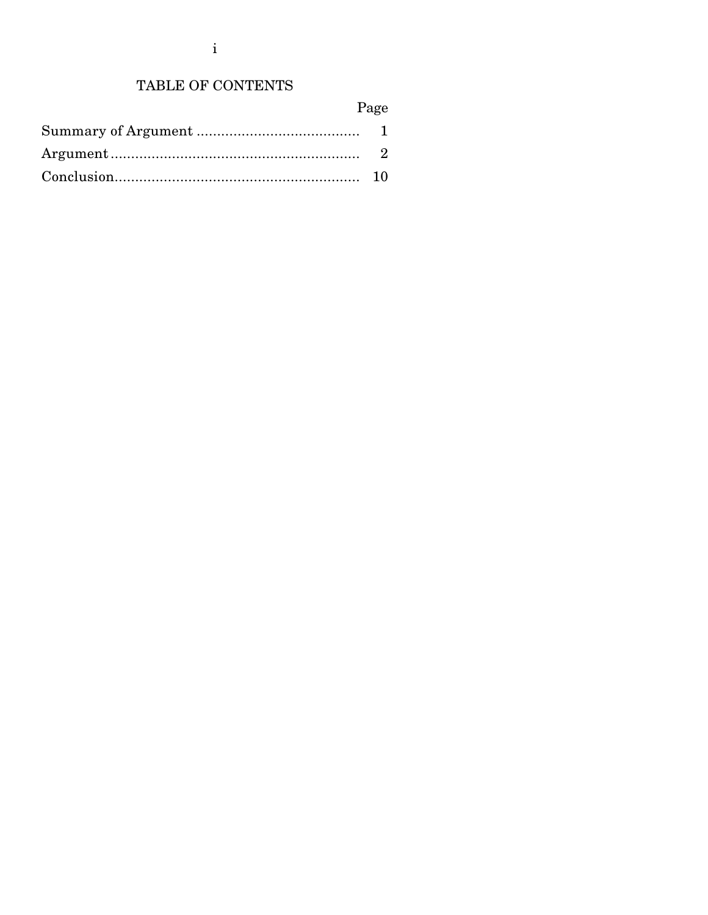## TABLE OF CONTENTS

| | Page |
|---|---|
| Summary of Argument | 1 |
| Argument | 2 |
| Conclusion | 10 |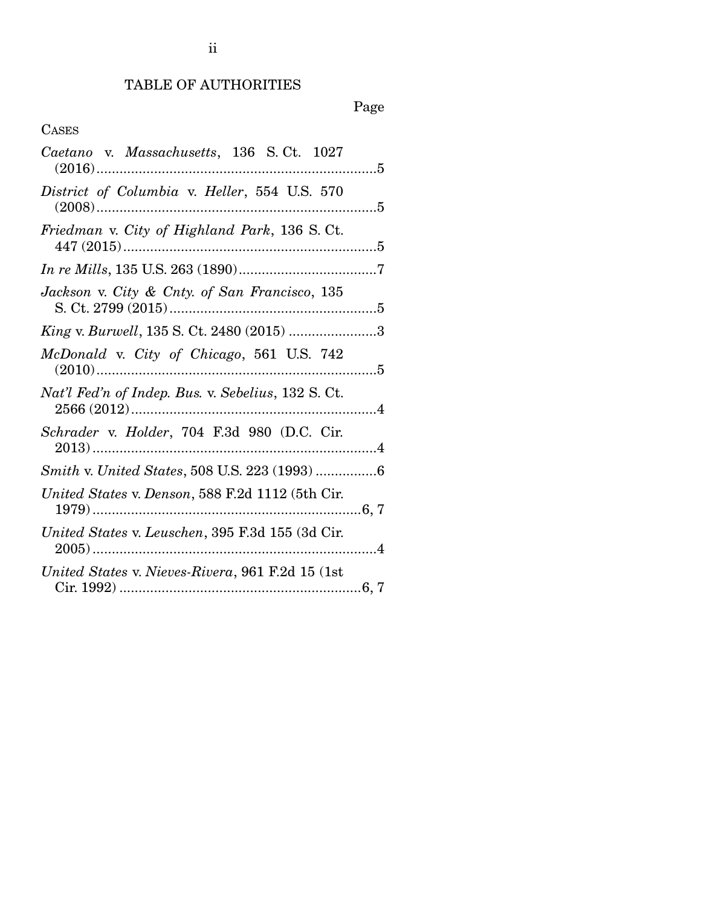# TABLE OF AUTHORITIES

Page

CASES

*Caetano* v. *Massachusetts*, 136 S. Ct. 1027 (2016) ........................................................................ 5

*District of Columbia* v. *Heller*, 554 U.S. 570 (2008) ........................................................................ 5

*Friedman* v. *City of Highland Park*, 136 S. Ct. 447 (2015) ................................................................ 5

*In re Mills*, 135 U.S. 263 (1890) .................................... 7

*Jackson* v. *City & Cnty. of San Francisco*, 135 S. Ct. 2799 (2015) ...................................................... 5

*King* v. *Burwell*, 135 S. Ct. 2480 (2015) ....................... 3

*McDonald* v. *City of Chicago*, 561 U.S. 742 (2010) ........................................................................ 5

*Nat'l Fed'n of Indep. Bus.* v. *Sebelius*, 132 S. Ct. 2566 (2012) ................................................................ 4

*Schrader* v. *Holder*, 704 F.3d 980 (D.C. Cir. 2013) ........................................................................ 4

*Smith* v. *United States*, 508 U.S. 223 (1993) ................ 6

*United States* v. *Denson*, 588 F.2d 1112 (5th Cir. 1979) ..................................................................... 6, 7

*United States* v. *Leuschen*, 395 F.3d 155 (3d Cir. 2005) ........................................................................ 4

*United States* v. *Nieves-Rivera*, 961 F.2d 15 (1st Cir. 1992) ............................................................ 6, 7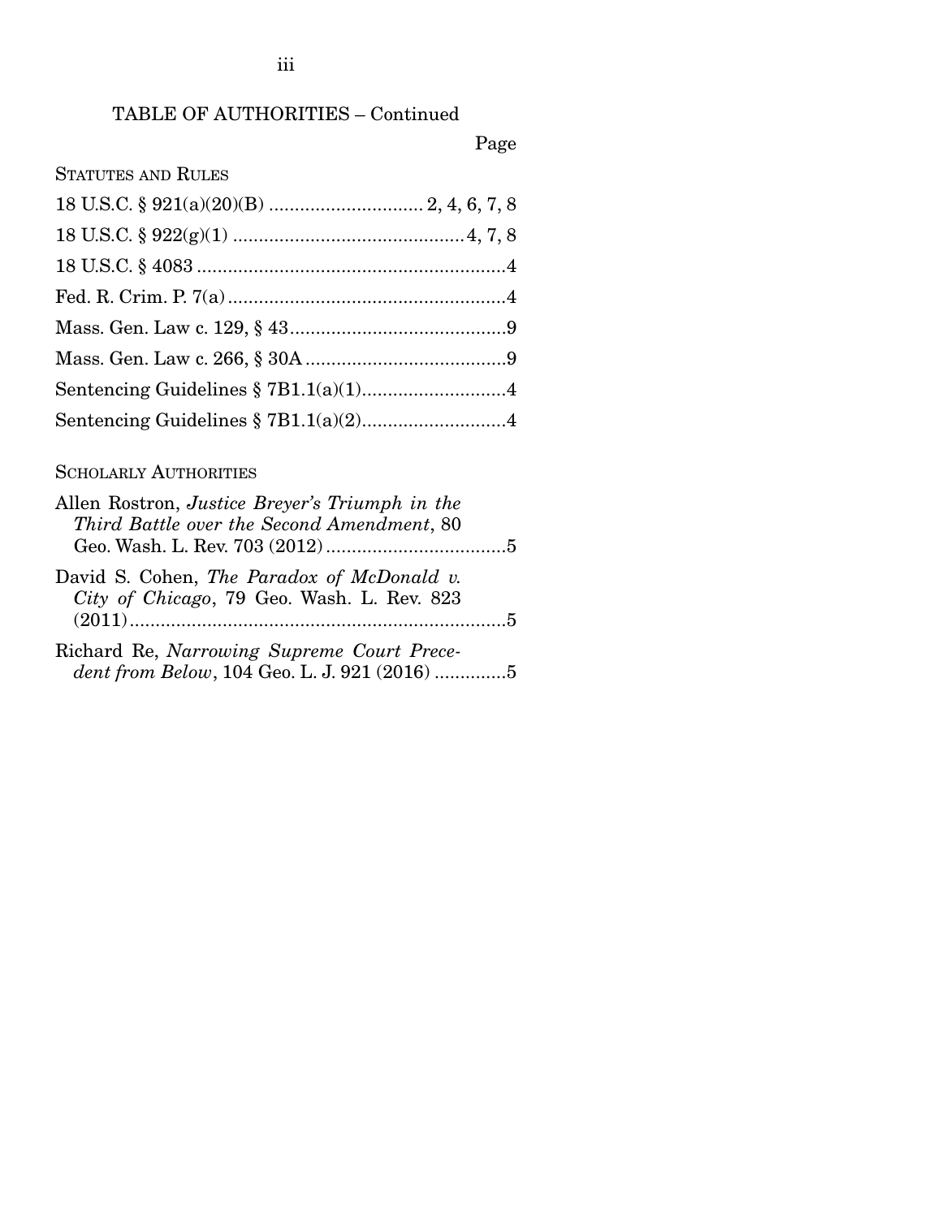## TABLE OF AUTHORITIES – Continued

Page

STATUTES AND RULES

18 U.S.C. § 921(a)(20)(B) .............................. 2, 4, 6, 7, 8

18 U.S.C. § 922(g)(1) ............................................4, 7, 8

18 U.S.C. § 4083 ...........................................................4

Fed. R. Crim. P. 7(a) .....................................................4

Mass. Gen. Law c. 129, § 43 .........................................9

Mass. Gen. Law c. 266, § 30A ......................................9

Sentencing Guidelines § 7B1.1(a)(1)............................4

Sentencing Guidelines § 7B1.1(a)(2)............................4

SCHOLARLY AUTHORITIES

Allen Rostron, *Justice Breyer's Triumph in the Third Battle over the Second Amendment*, 80 Geo. Wash. L. Rev. 703 (2012) ..................................5

David S. Cohen, *The Paradox of McDonald v. City of Chicago*, 79 Geo. Wash. L. Rev. 823 (2011) .........................................................................5

Richard Re, *Narrowing Supreme Court Precedent from Below*, 104 Geo. L. J. 921 (2016) .............5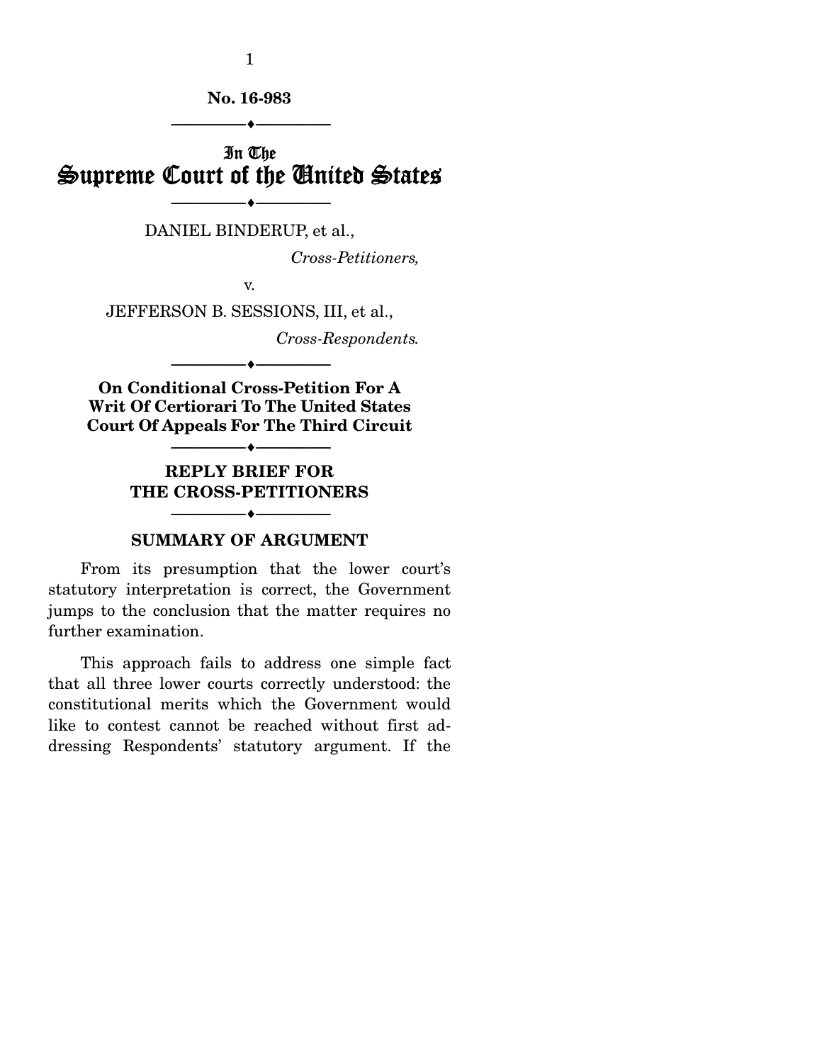No. 16-983

---

In The
# Supreme Court of the United States

---

DANIEL BINDERUP, et al.,

*Cross-Petitioners,*

v.

JEFFERSON B. SESSIONS, III, et al.,

*Cross-Respondents.*

---

**On Conditional Cross-Petition For A Writ Of Certiorari To The United States Court Of Appeals For The Third Circuit**

---

## REPLY BRIEF FOR THE CROSS-PETITIONERS

---

### SUMMARY OF ARGUMENT

From its presumption that the lower court's statutory interpretation is correct, the Government jumps to the conclusion that the matter requires no further examination.

This approach fails to address one simple fact that all three lower courts correctly understood: the constitutional merits which the Government would like to contest cannot be reached without first addressing Respondents' statutory argument. If the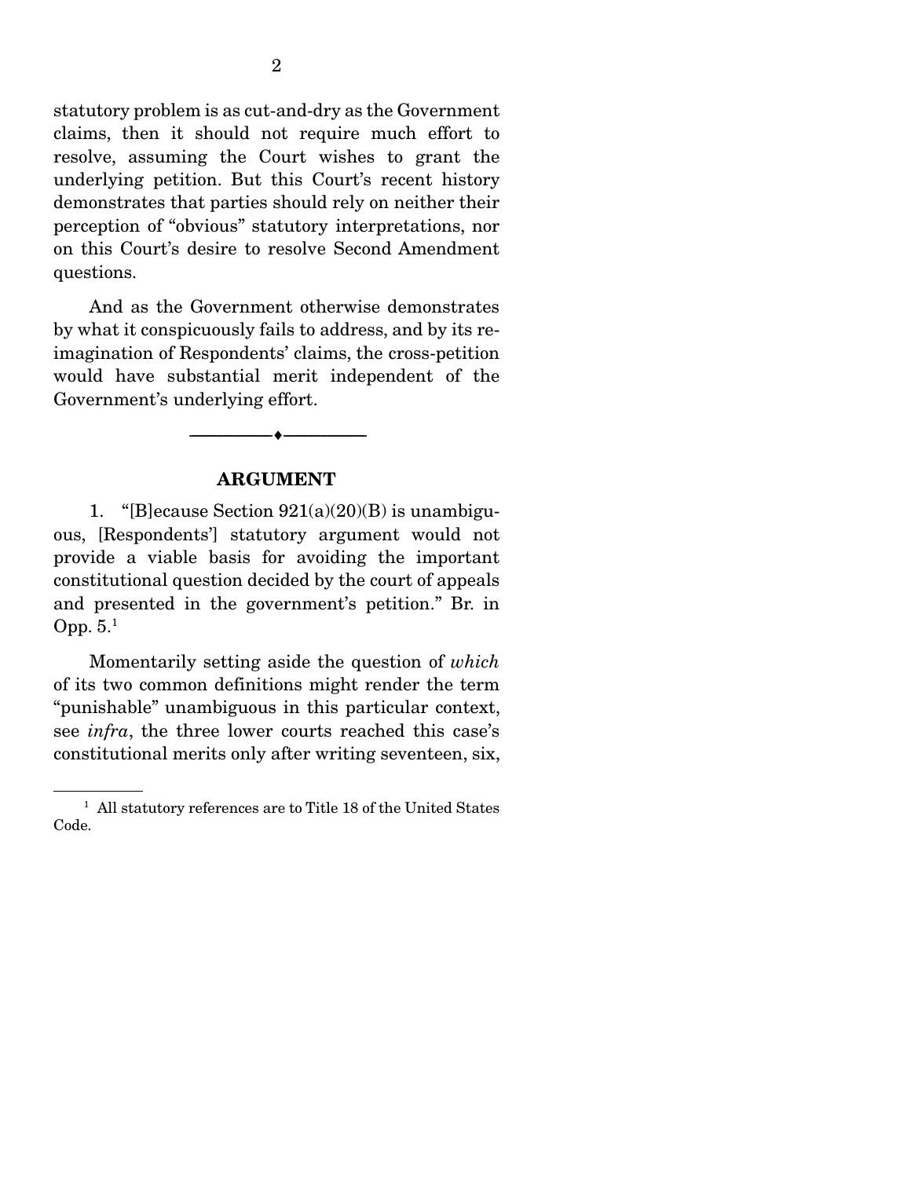statutory problem is as cut-and-dry as the Government claims, then it should not require much effort to resolve, assuming the Court wishes to grant the underlying petition. But this Court's recent history demonstrates that parties should rely on neither their perception of "obvious" statutory interpretations, nor on this Court's desire to resolve Second Amendment questions.

And as the Government otherwise demonstrates by what it conspicuously fails to address, and by its re-imagination of Respondents' claims, the cross-petition would have substantial merit independent of the Government's underlying effort.

---

## ARGUMENT

1. "[B]ecause Section 921(a)(20)(B) is unambiguous, [Respondents'] statutory argument would not provide a viable basis for avoiding the important constitutional question decided by the court of appeals and presented in the government's petition." Br. in Opp. 5.[1]

Momentarily setting aside the question of *which* of its two common definitions might render the term "punishable" unambiguous in this particular context, see *infra*, the three lower courts reached this case's constitutional merits only after writing seventeen, six,

[1] All statutory references are to Title 18 of the United States Code.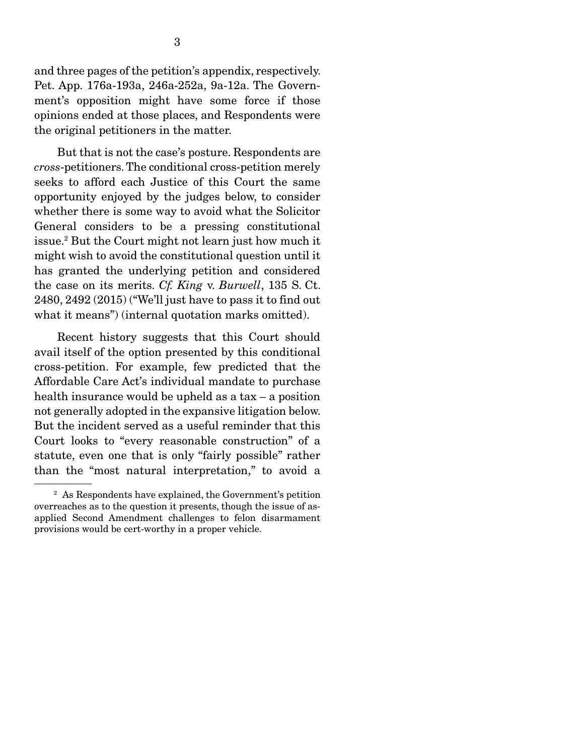and three pages of the petition's appendix, respectively. Pet. App. 176a-193a, 246a-252a, 9a-12a. The Government's opposition might have some force if those opinions ended at those places, and Respondents were the original petitioners in the matter.

But that is not the case's posture. Respondents are *cross*-petitioners. The conditional cross-petition merely seeks to afford each Justice of this Court the same opportunity enjoyed by the judges below, to consider whether there is some way to avoid what the Solicitor General considers to be a pressing constitutional issue.[2] But the Court might not learn just how much it might wish to avoid the constitutional question until it has granted the underlying petition and considered the case on its merits. *Cf. King* v. *Burwell*, 135 S. Ct. 2480, 2492 (2015) ("We'll just have to pass it to find out what it means") (internal quotation marks omitted).

Recent history suggests that this Court should avail itself of the option presented by this conditional cross-petition. For example, few predicted that the Affordable Care Act's individual mandate to purchase health insurance would be upheld as a tax – a position not generally adopted in the expansive litigation below. But the incident served as a useful reminder that this Court looks to "every reasonable construction" of a statute, even one that is only "fairly possible" rather than the "most natural interpretation," to avoid a

---

[2] As Respondents have explained, the Government's petition overreaches as to the question it presents, though the issue of as-applied Second Amendment challenges to felon disarmament provisions would be cert-worthy in a proper vehicle.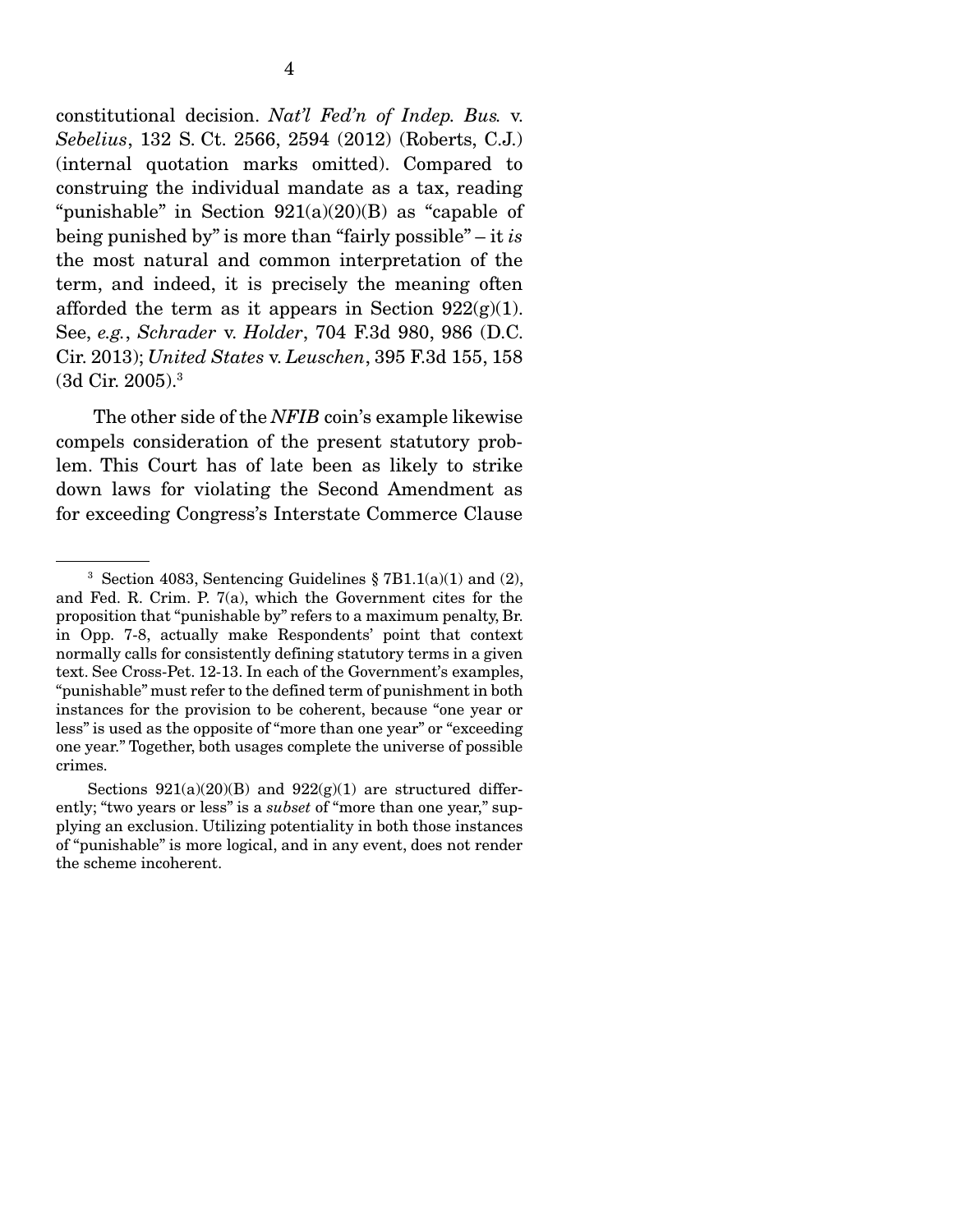constitutional decision. *Nat'l Fed'n of Indep. Bus.* v. *Sebelius*, 132 S. Ct. 2566, 2594 (2012) (Roberts, C.J.) (internal quotation marks omitted). Compared to construing the individual mandate as a tax, reading "punishable" in Section 921(a)(20)(B) as "capable of being punished by" is more than "fairly possible" – it *is* the most natural and common interpretation of the term, and indeed, it is precisely the meaning often afforded the term as it appears in Section 922(g)(1). See, *e.g.*, *Schrader* v. *Holder*, 704 F.3d 980, 986 (D.C. Cir. 2013); *United States* v. *Leuschen*, 395 F.3d 155, 158 (3d Cir. 2005).[3]

The other side of the *NFIB* coin's example likewise compels consideration of the present statutory problem. This Court has of late been as likely to strike down laws for violating the Second Amendment as for exceeding Congress's Interstate Commerce Clause

---

[3] Section 4083, Sentencing Guidelines § 7B1.1(a)(1) and (2), and Fed. R. Crim. P. 7(a), which the Government cites for the proposition that "punishable by" refers to a maximum penalty, Br. in Opp. 7-8, actually make Respondents' point that context normally calls for consistently defining statutory terms in a given text. See Cross-Pet. 12-13. In each of the Government's examples, "punishable" must refer to the defined term of punishment in both instances for the provision to be coherent, because "one year or less" is used as the opposite of "more than one year" or "exceeding one year." Together, both usages complete the universe of possible crimes.

Sections 921(a)(20)(B) and 922(g)(1) are structured differently; "two years or less" is a *subset* of "more than one year," supplying an exclusion. Utilizing potentiality in both those instances of "punishable" is more logical, and in any event, does not render the scheme incoherent.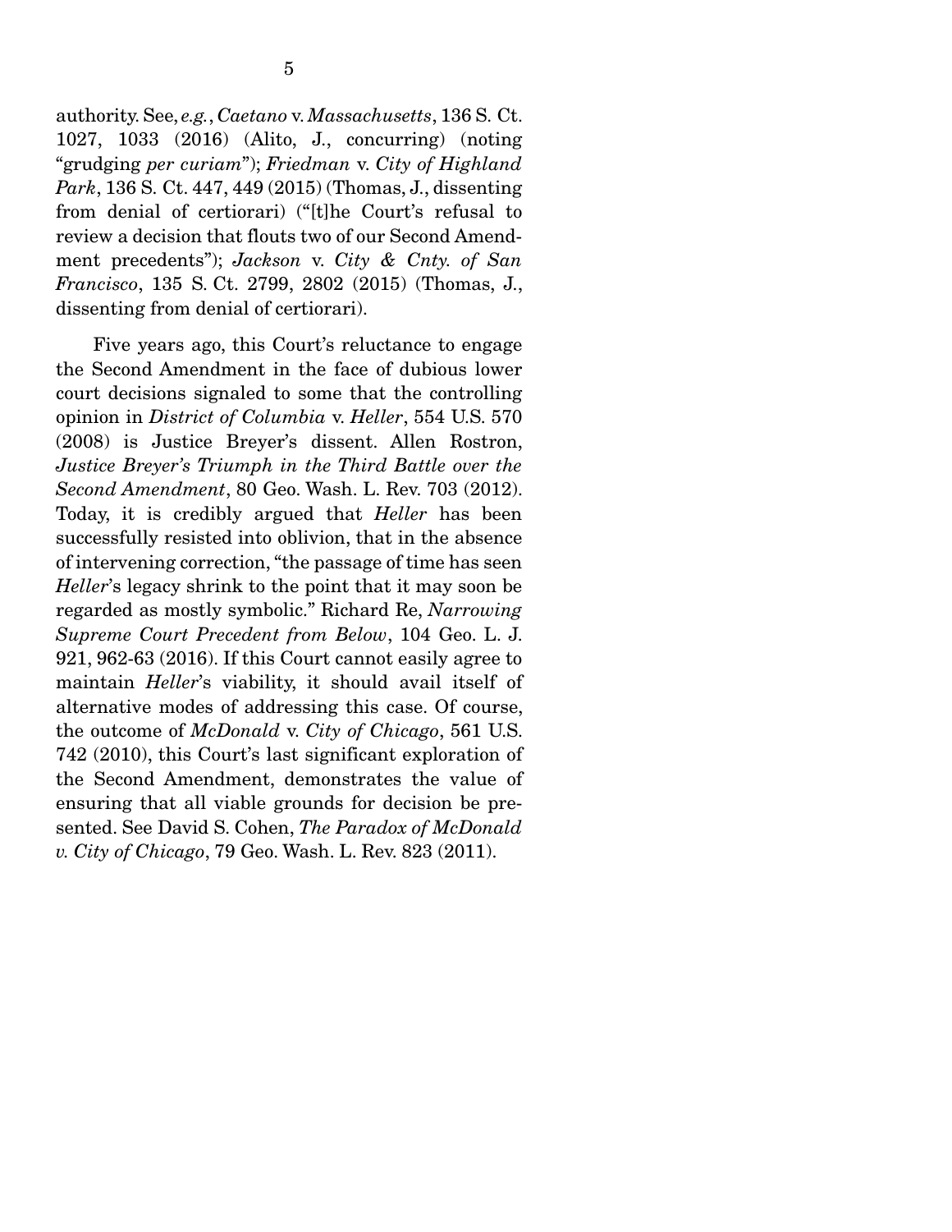authority. See, *e.g.*, *Caetano* v. *Massachusetts*, 136 S. Ct. 1027, 1033 (2016) (Alito, J., concurring) (noting "grudging *per curiam*"); *Friedman* v. *City of Highland Park*, 136 S. Ct. 447, 449 (2015) (Thomas, J., dissenting from denial of certiorari) ("[t]he Court's refusal to review a decision that flouts two of our Second Amendment precedents"); *Jackson* v. *City & Cnty. of San Francisco*, 135 S. Ct. 2799, 2802 (2015) (Thomas, J., dissenting from denial of certiorari).

Five years ago, this Court's reluctance to engage the Second Amendment in the face of dubious lower court decisions signaled to some that the controlling opinion in *District of Columbia* v. *Heller*, 554 U.S. 570 (2008) is Justice Breyer's dissent. Allen Rostron, *Justice Breyer's Triumph in the Third Battle over the Second Amendment*, 80 Geo. Wash. L. Rev. 703 (2012). Today, it is credibly argued that *Heller* has been successfully resisted into oblivion, that in the absence of intervening correction, "the passage of time has seen *Heller*'s legacy shrink to the point that it may soon be regarded as mostly symbolic." Richard Re, *Narrowing Supreme Court Precedent from Below*, 104 Geo. L. J. 921, 962-63 (2016). If this Court cannot easily agree to maintain *Heller*'s viability, it should avail itself of alternative modes of addressing this case. Of course, the outcome of *McDonald* v. *City of Chicago*, 561 U.S. 742 (2010), this Court's last significant exploration of the Second Amendment, demonstrates the value of ensuring that all viable grounds for decision be presented. See David S. Cohen, *The Paradox of McDonald v. City of Chicago*, 79 Geo. Wash. L. Rev. 823 (2011).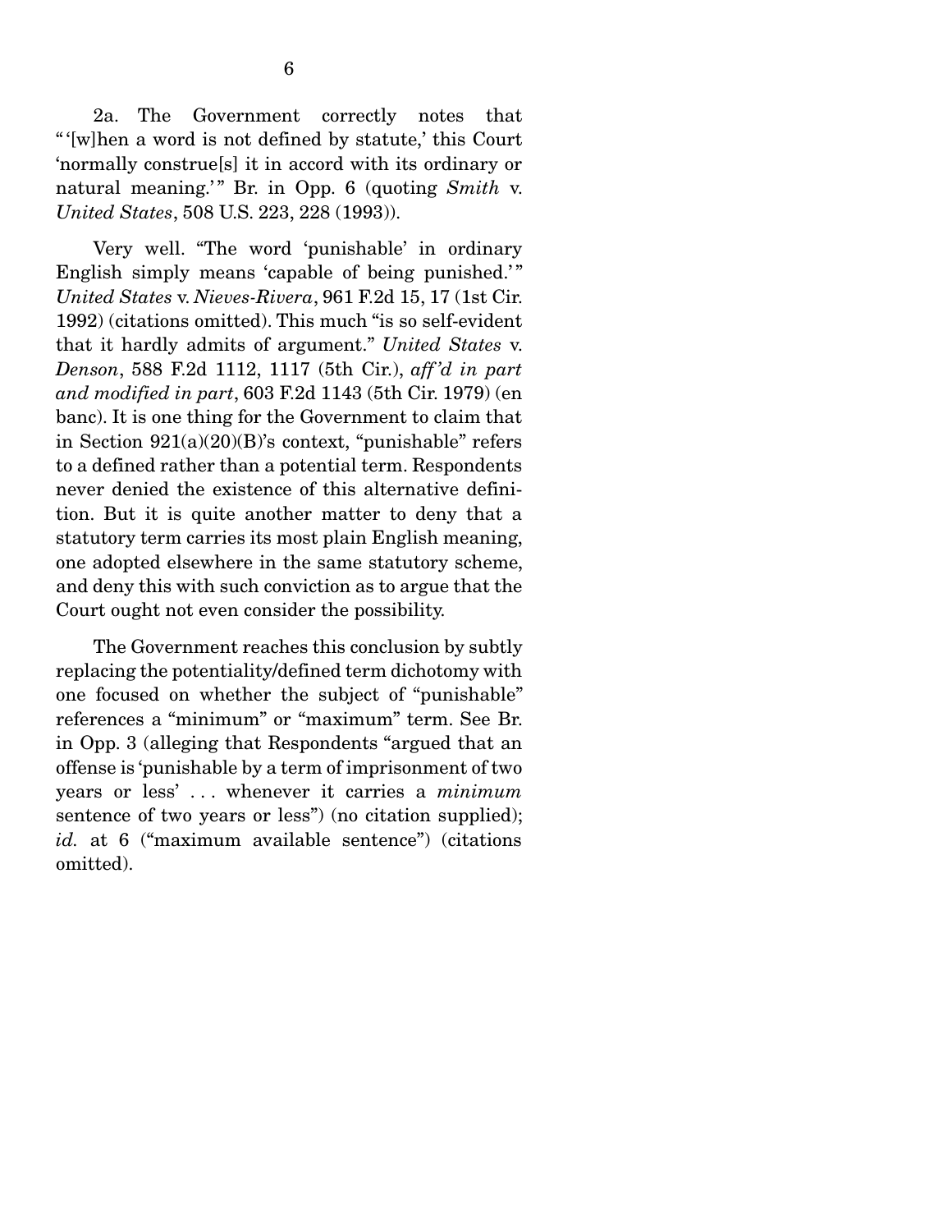2a. The Government correctly notes that "'[w]hen a word is not defined by statute,' this Court 'normally construe[s] it in accord with its ordinary or natural meaning.'" Br. in Opp. 6 (quoting *Smith* v. *United States*, 508 U.S. 223, 228 (1993)).

Very well. "The word 'punishable' in ordinary English simply means 'capable of being punished.'" *United States* v. *Nieves-Rivera*, 961 F.2d 15, 17 (1st Cir. 1992) (citations omitted). This much "is so self-evident that it hardly admits of argument." *United States* v. *Denson*, 588 F.2d 1112, 1117 (5th Cir.), *aff'd in part and modified in part*, 603 F.2d 1143 (5th Cir. 1979) (en banc). It is one thing for the Government to claim that in Section 921(a)(20)(B)'s context, "punishable" refers to a defined rather than a potential term. Respondents never denied the existence of this alternative definition. But it is quite another matter to deny that a statutory term carries its most plain English meaning, one adopted elsewhere in the same statutory scheme, and deny this with such conviction as to argue that the Court ought not even consider the possibility.

The Government reaches this conclusion by subtly replacing the potentiality/defined term dichotomy with one focused on whether the subject of "punishable" references a "minimum" or "maximum" term. See Br. in Opp. 3 (alleging that Respondents "argued that an offense is 'punishable by a term of imprisonment of two years or less' . . . whenever it carries a *minimum* sentence of two years or less") (no citation supplied); *id.* at 6 ("maximum available sentence") (citations omitted).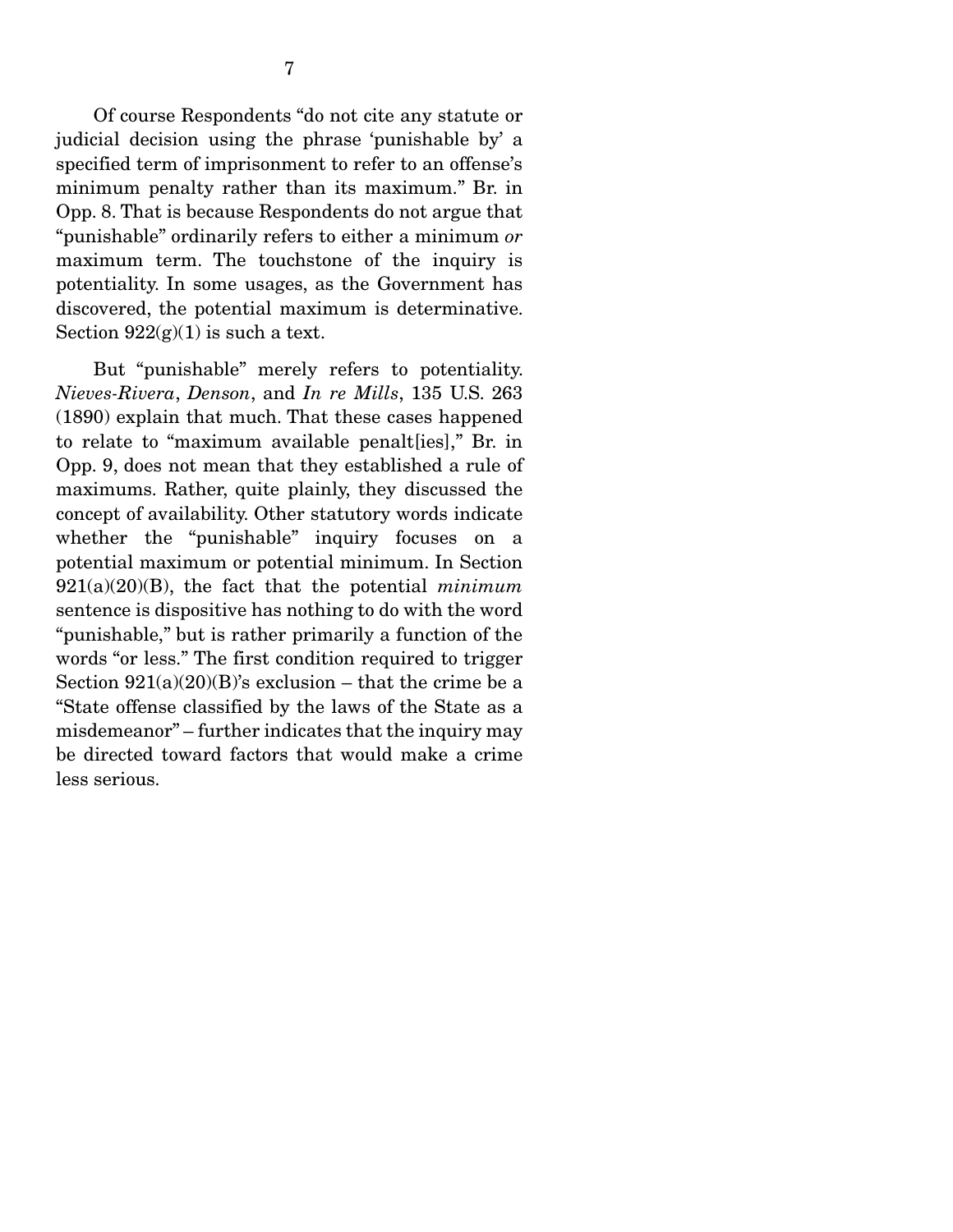Of course Respondents "do not cite any statute or judicial decision using the phrase 'punishable by' a specified term of imprisonment to refer to an offense's minimum penalty rather than its maximum." Br. in Opp. 8. That is because Respondents do not argue that "punishable" ordinarily refers to either a minimum *or* maximum term. The touchstone of the inquiry is potentiality. In some usages, as the Government has discovered, the potential maximum is determinative. Section 922(g)(1) is such a text.

But "punishable" merely refers to potentiality. *Nieves-Rivera*, *Denson*, and *In re Mills*, 135 U.S. 263 (1890) explain that much. That these cases happened to relate to "maximum available penalt[ies]," Br. in Opp. 9, does not mean that they established a rule of maximums. Rather, quite plainly, they discussed the concept of availability. Other statutory words indicate whether the "punishable" inquiry focuses on a potential maximum or potential minimum. In Section 921(a)(20)(B), the fact that the potential *minimum* sentence is dispositive has nothing to do with the word "punishable," but is rather primarily a function of the words "or less." The first condition required to trigger Section 921(a)(20)(B)'s exclusion – that the crime be a "State offense classified by the laws of the State as a misdemeanor" – further indicates that the inquiry may be directed toward factors that would make a crime less serious.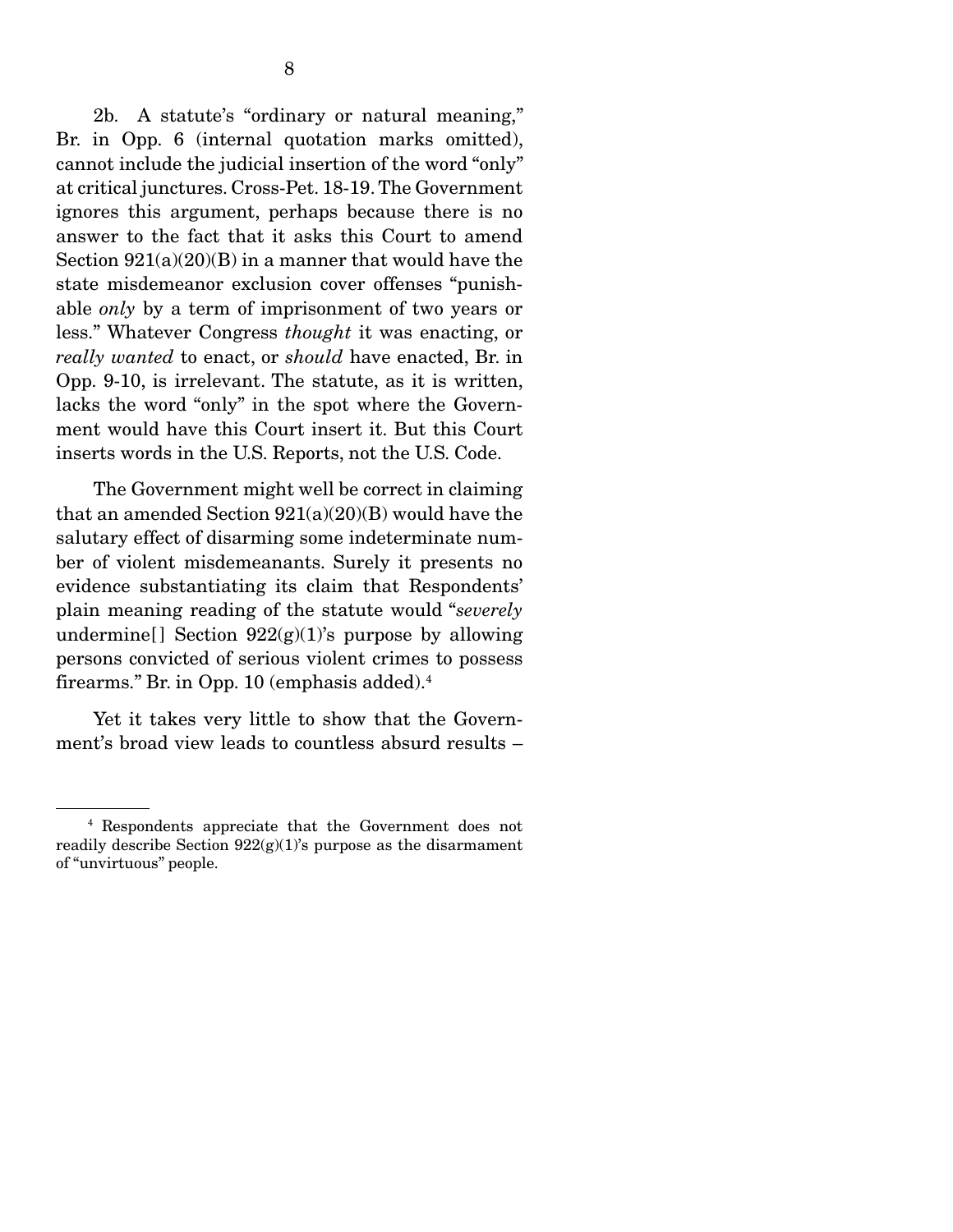2b. A statute's "ordinary or natural meaning," Br. in Opp. 6 (internal quotation marks omitted), cannot include the judicial insertion of the word "only" at critical junctures. Cross-Pet. 18-19. The Government ignores this argument, perhaps because there is no answer to the fact that it asks this Court to amend Section 921(a)(20)(B) in a manner that would have the state misdemeanor exclusion cover offenses "punishable *only* by a term of imprisonment of two years or less." Whatever Congress *thought* it was enacting, or *really wanted* to enact, or *should* have enacted, Br. in Opp. 9-10, is irrelevant. The statute, as it is written, lacks the word "only" in the spot where the Government would have this Court insert it. But this Court inserts words in the U.S. Reports, not the U.S. Code.

The Government might well be correct in claiming that an amended Section 921(a)(20)(B) would have the salutary effect of disarming some indeterminate number of violent misdemeanants. Surely it presents no evidence substantiating its claim that Respondents' plain meaning reading of the statute would "*severely* undermine[] Section 922(g)(1)'s purpose by allowing persons convicted of serious violent crimes to possess firearms." Br. in Opp. 10 (emphasis added).[4]

Yet it takes very little to show that the Government's broad view leads to countless absurd results –

[4] Respondents appreciate that the Government does not readily describe Section 922(g)(1)'s purpose as the disarmament of "unvirtuous" people.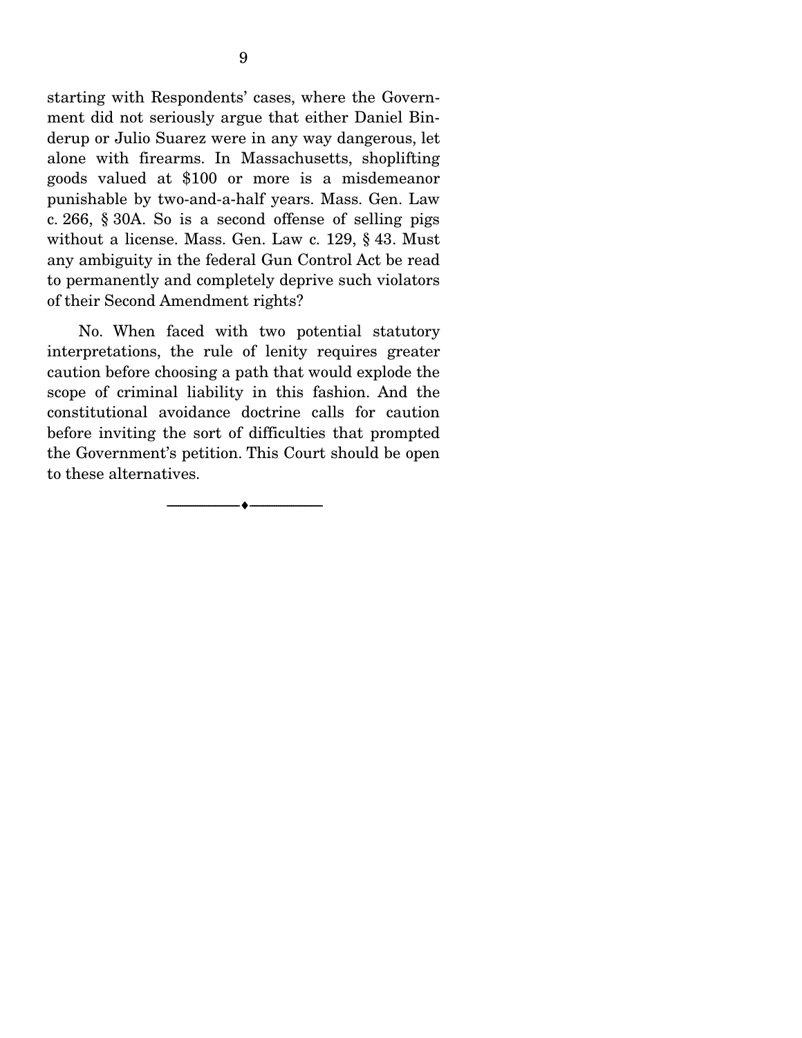starting with Respondents' cases, where the Government did not seriously argue that either Daniel Binderup or Julio Suarez were in any way dangerous, let alone with firearms. In Massachusetts, shoplifting goods valued at $100 or more is a misdemeanor punishable by two-and-a-half years. Mass. Gen. Law c. 266, § 30A. So is a second offense of selling pigs without a license. Mass. Gen. Law c. 129, § 43. Must any ambiguity in the federal Gun Control Act be read to permanently and completely deprive such violators of their Second Amendment rights?

No. When faced with two potential statutory interpretations, the rule of lenity requires greater caution before choosing a path that would explode the scope of criminal liability in this fashion. And the constitutional avoidance doctrine calls for caution before inviting the sort of difficulties that prompted the Government's petition. This Court should be open to these alternatives.

---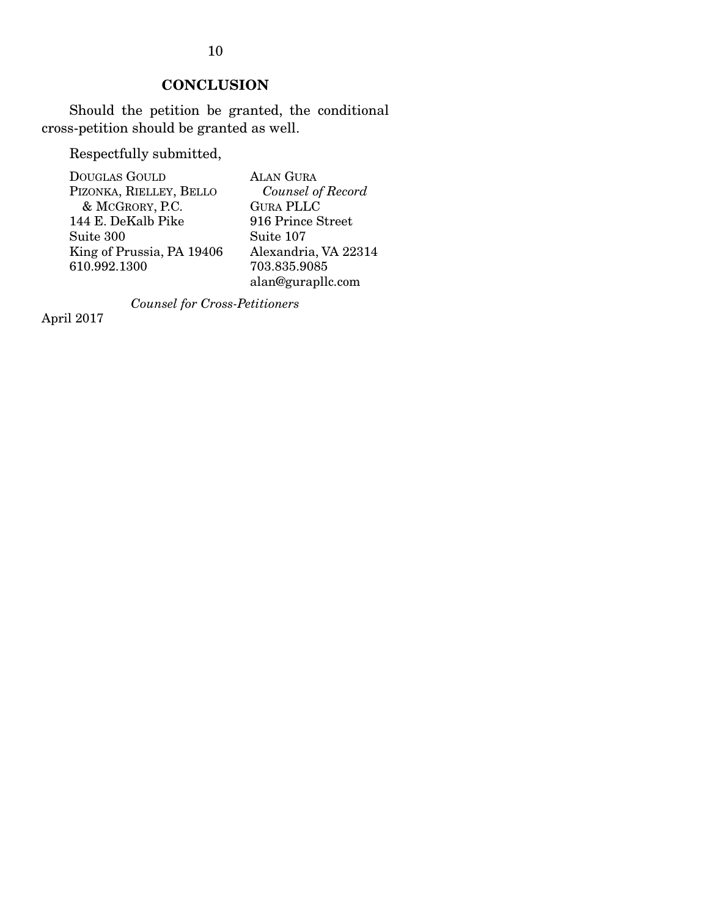## CONCLUSION

Should the petition be granted, the conditional cross-petition should be granted as well.

Respectfully submitted,

DOUGLAS GOULD
PIZONKA, RIELLEY, BELLO & MCGRORY, P.C.
144 E. DeKalb Pike
Suite 300
King of Prussia, PA 19406
610.992.1300

ALAN GURA
*Counsel of Record*
GURA PLLC
916 Prince Street
Suite 107
Alexandria, VA 22314
703.835.9085
alan@gurapllc.com

*Counsel for Cross-Petitioners*

April 2017